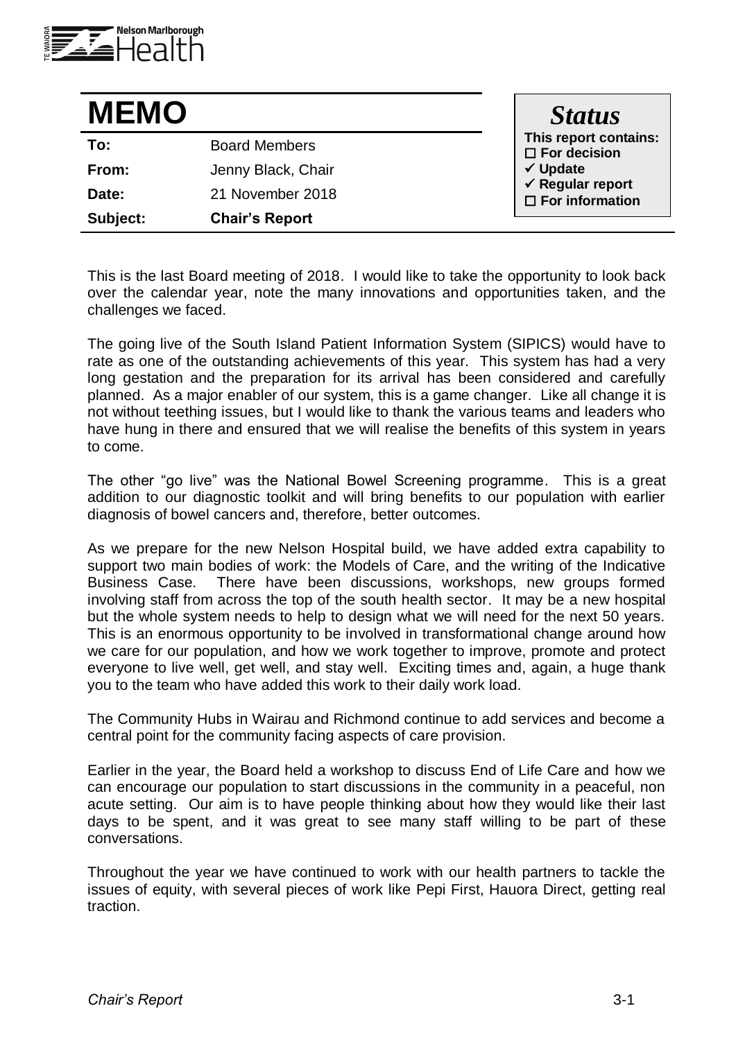# MEMO

| | |
|---|---|
| **To:** | Board Members |
| **From:** | Jenny Black, Chair |
| **Date:** | 21 November 2018 |
| **Subject:** | **Chair's Report** |

***Status***

**This report contains:**
- ☐ **For decision**
- ✓ **Update**
- ✓ **Regular report**
- ☐ **For information**

This is the last Board meeting of 2018. I would like to take the opportunity to look back over the calendar year, note the many innovations and opportunities taken, and the challenges we faced.

The going live of the South Island Patient Information System (SIPICS) would have to rate as one of the outstanding achievements of this year. This system has had a very long gestation and the preparation for its arrival has been considered and carefully planned. As a major enabler of our system, this is a game changer. Like all change it is not without teething issues, but I would like to thank the various teams and leaders who have hung in there and ensured that we will realise the benefits of this system in years to come.

The other "go live" was the National Bowel Screening programme. This is a great addition to our diagnostic toolkit and will bring benefits to our population with earlier diagnosis of bowel cancers and, therefore, better outcomes.

As we prepare for the new Nelson Hospital build, we have added extra capability to support two main bodies of work: the Models of Care, and the writing of the Indicative Business Case. There have been discussions, workshops, new groups formed involving staff from across the top of the south health sector. It may be a new hospital but the whole system needs to help to design what we will need for the next 50 years. This is an enormous opportunity to be involved in transformational change around how we care for our population, and how we work together to improve, promote and protect everyone to live well, get well, and stay well. Exciting times and, again, a huge thank you to the team who have added this work to their daily work load.

The Community Hubs in Wairau and Richmond continue to add services and become a central point for the community facing aspects of care provision.

Earlier in the year, the Board held a workshop to discuss End of Life Care and how we can encourage our population to start discussions in the community in a peaceful, non acute setting. Our aim is to have people thinking about how they would like their last days to be spent, and it was great to see many staff willing to be part of these conversations.

Throughout the year we have continued to work with our health partners to tackle the issues of equity, with several pieces of work like Pepi First, Hauora Direct, getting real traction.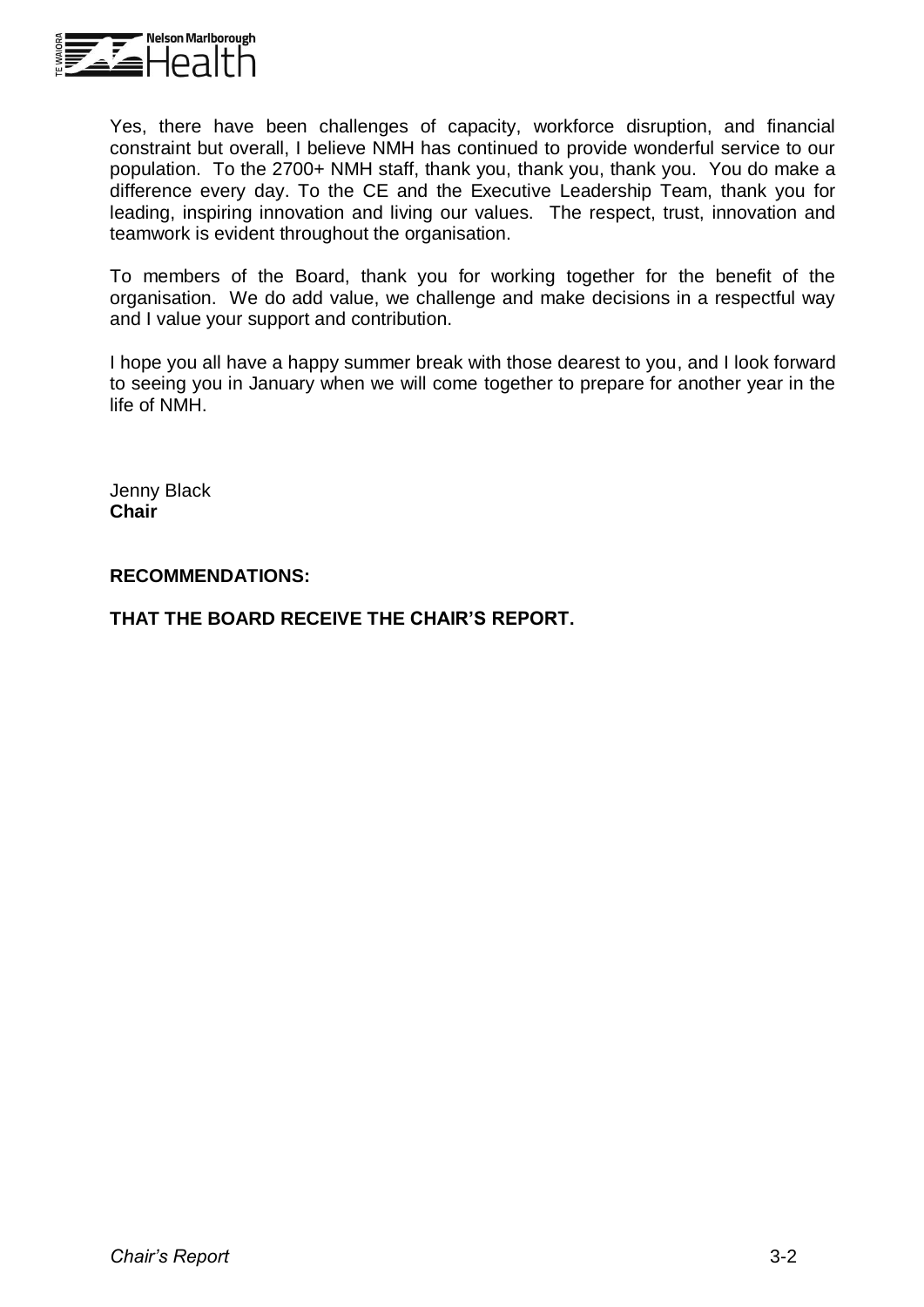Yes, there have been challenges of capacity, workforce disruption, and financial constraint but overall, I believe NMH has continued to provide wonderful service to our population. To the 2700+ NMH staff, thank you, thank you, thank you. You do make a difference every day. To the CE and the Executive Leadership Team, thank you for leading, inspiring innovation and living our values. The respect, trust, innovation and teamwork is evident throughout the organisation.

To members of the Board, thank you for working together for the benefit of the organisation. We do add value, we challenge and make decisions in a respectful way and I value your support and contribution.

I hope you all have a happy summer break with those dearest to you, and I look forward to seeing you in January when we will come together to prepare for another year in the life of NMH.

Jenny Black
**Chair**

**RECOMMENDATIONS:**

**THAT THE BOARD RECEIVE THE CHAIR'S REPORT.**